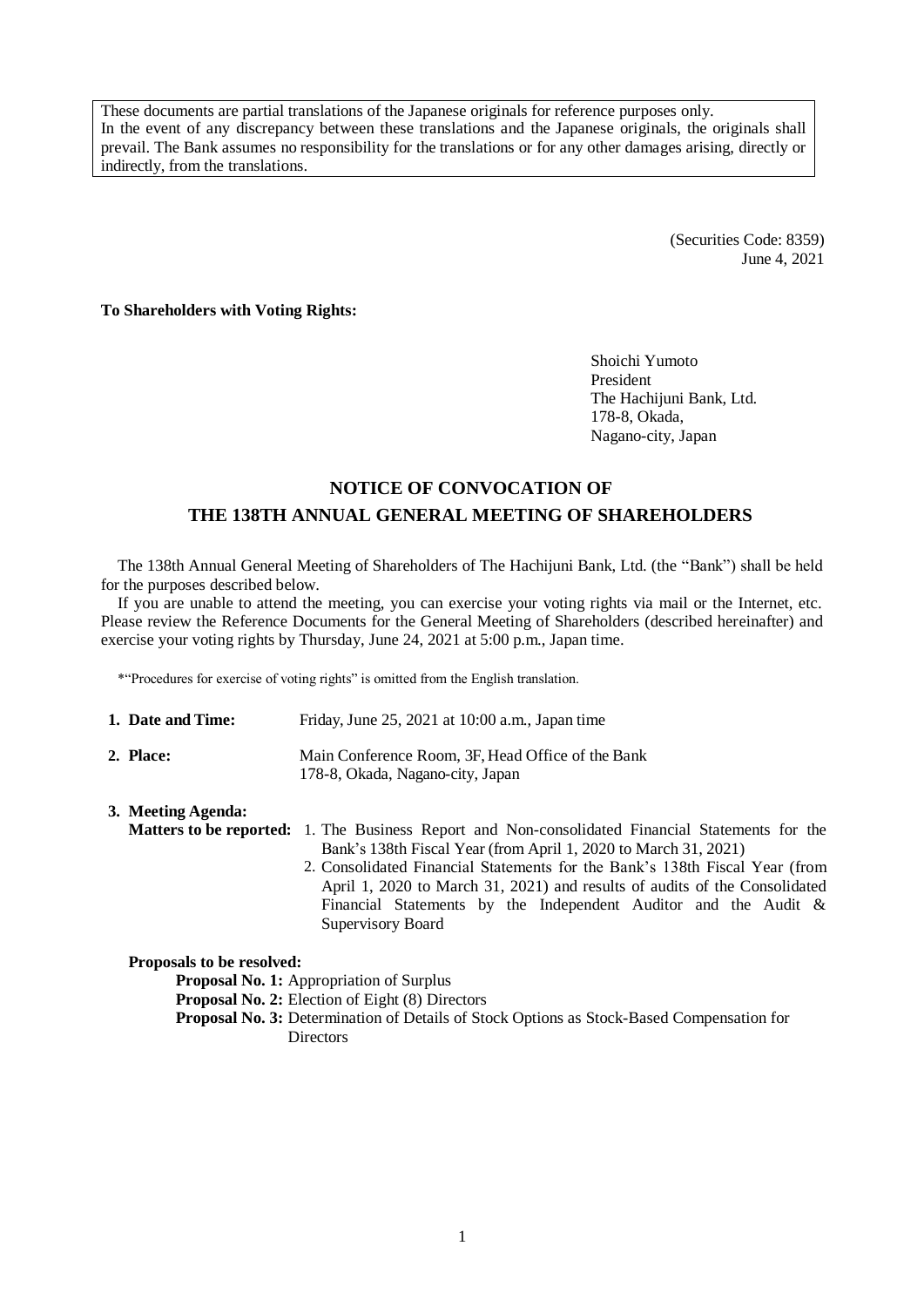These documents are partial translations of the Japanese originals for reference purposes only.
In the event of any discrepancy between these translations and the Japanese originals, the originals shall prevail. The Bank assumes no responsibility for the translations or for any other damages arising, directly or indirectly, from the translations.

(Securities Code: 8359)
June 4, 2021

**To Shareholders with Voting Rights:**

Shoichi Yumoto
President
The Hachijuni Bank, Ltd.
178-8, Okada,
Nagano-city, Japan

# NOTICE OF CONVOCATION OF THE 138TH ANNUAL GENERAL MEETING OF SHAREHOLDERS

The 138th Annual General Meeting of Shareholders of The Hachijuni Bank, Ltd. (the "Bank") shall be held for the purposes described below.

If you are unable to attend the meeting, you can exercise your voting rights via mail or the Internet, etc. Please review the Reference Documents for the General Meeting of Shareholders (described hereinafter) and exercise your voting rights by Thursday, June 24, 2021 at 5:00 p.m., Japan time.

*"Procedures for exercise of voting rights" is omitted from the English translation.

**1. Date and Time:** Friday, June 25, 2021 at 10:00 a.m., Japan time

**2. Place:** Main Conference Room, 3F, Head Office of the Bank
178-8, Okada, Nagano-city, Japan

**3. Meeting Agenda:**

**Matters to be reported:**
1. The Business Report and Non-consolidated Financial Statements for the Bank's 138th Fiscal Year (from April 1, 2020 to March 31, 2021)
2. Consolidated Financial Statements for the Bank's 138th Fiscal Year (from April 1, 2020 to March 31, 2021) and results of audits of the Consolidated Financial Statements by the Independent Auditor and the Audit & Supervisory Board

**Proposals to be resolved:**

**Proposal No. 1:** Appropriation of Surplus
**Proposal No. 2:** Election of Eight (8) Directors
**Proposal No. 3:** Determination of Details of Stock Options as Stock-Based Compensation for Directors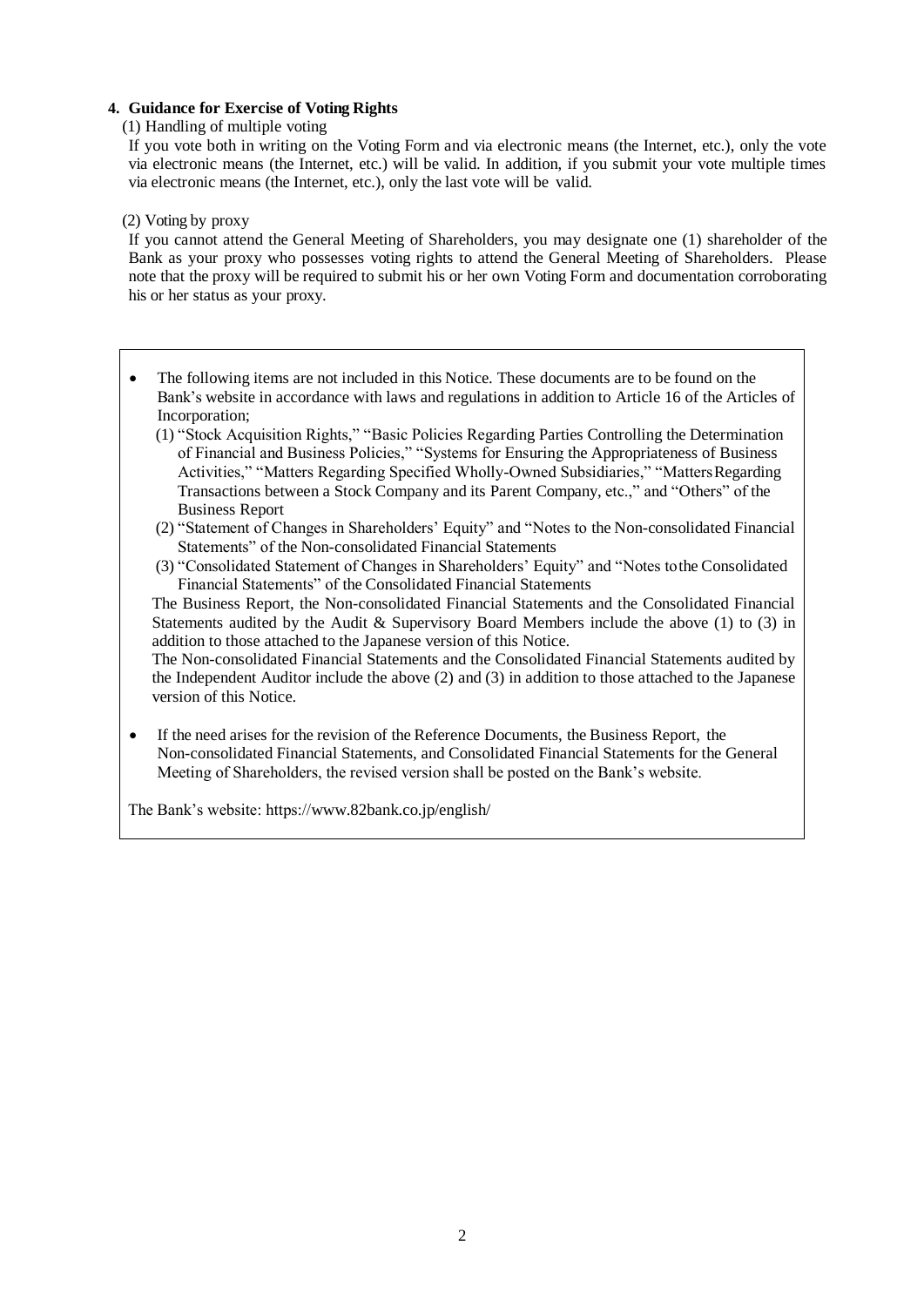## 4. Guidance for Exercise of Voting Rights

(1) Handling of multiple voting

If you vote both in writing on the Voting Form and via electronic means (the Internet, etc.), only the vote via electronic means (the Internet, etc.) will be valid. In addition, if you submit your vote multiple times via electronic means (the Internet, etc.), only the last vote will be valid.

(2) Voting by proxy

If you cannot attend the General Meeting of Shareholders, you may designate one (1) shareholder of the Bank as your proxy who possesses voting rights to attend the General Meeting of Shareholders. Please note that the proxy will be required to submit his or her own Voting Form and documentation corroborating his or her status as your proxy.

- The following items are not included in this Notice. These documents are to be found on the Bank's website in accordance with laws and regulations in addition to Article 16 of the Articles of Incorporation;
  (1) "Stock Acquisition Rights," "Basic Policies Regarding Parties Controlling the Determination of Financial and Business Policies," "Systems for Ensuring the Appropriateness of Business Activities," "Matters Regarding Specified Wholly-Owned Subsidiaries," "Matters Regarding Transactions between a Stock Company and its Parent Company, etc.," and "Others" of the Business Report
  (2) "Statement of Changes in Shareholders' Equity" and "Notes to the Non-consolidated Financial Statements" of the Non-consolidated Financial Statements
  (3) "Consolidated Statement of Changes in Shareholders' Equity" and "Notes to the Consolidated Financial Statements" of the Consolidated Financial Statements

  The Business Report, the Non-consolidated Financial Statements and the Consolidated Financial Statements audited by the Audit & Supervisory Board Members include the above (1) to (3) in addition to those attached to the Japanese version of this Notice.

  The Non-consolidated Financial Statements and the Consolidated Financial Statements audited by the Independent Auditor include the above (2) and (3) in addition to those attached to the Japanese version of this Notice.

- If the need arises for the revision of the Reference Documents, the Business Report, the Non-consolidated Financial Statements, and Consolidated Financial Statements for the General Meeting of Shareholders, the revised version shall be posted on the Bank's website.

The Bank's website: https://www.82bank.co.jp/english/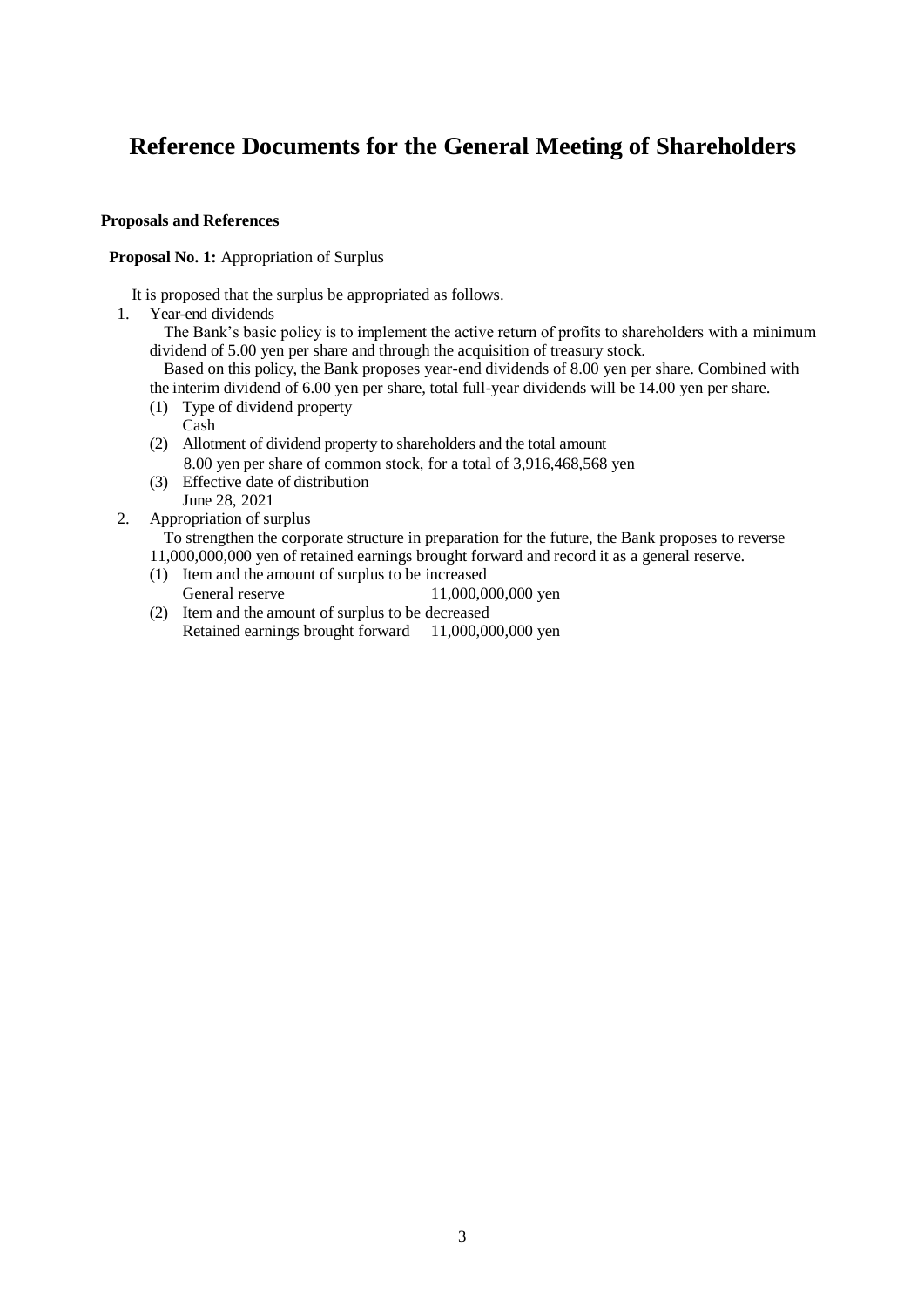# Reference Documents for the General Meeting of Shareholders

**Proposals and References**

**Proposal No. 1:** Appropriation of Surplus

It is proposed that the surplus be appropriated as follows.

1. Year-end dividends

   The Bank's basic policy is to implement the active return of profits to shareholders with a minimum dividend of 5.00 yen per share and through the acquisition of treasury stock.

   Based on this policy, the Bank proposes year-end dividends of 8.00 yen per share. Combined with the interim dividend of 6.00 yen per share, total full-year dividends will be 14.00 yen per share.

   (1) Type of dividend property
       Cash
   (2) Allotment of dividend property to shareholders and the total amount
       8.00 yen per share of common stock, for a total of 3,916,468,568 yen
   (3) Effective date of distribution
       June 28, 2021

2. Appropriation of surplus

   To strengthen the corporate structure in preparation for the future, the Bank proposes to reverse 11,000,000,000 yen of retained earnings brought forward and record it as a general reserve.

   (1) Item and the amount of surplus to be increased
       General reserve 11,000,000,000 yen
   (2) Item and the amount of surplus to be decreased
       Retained earnings brought forward 11,000,000,000 yen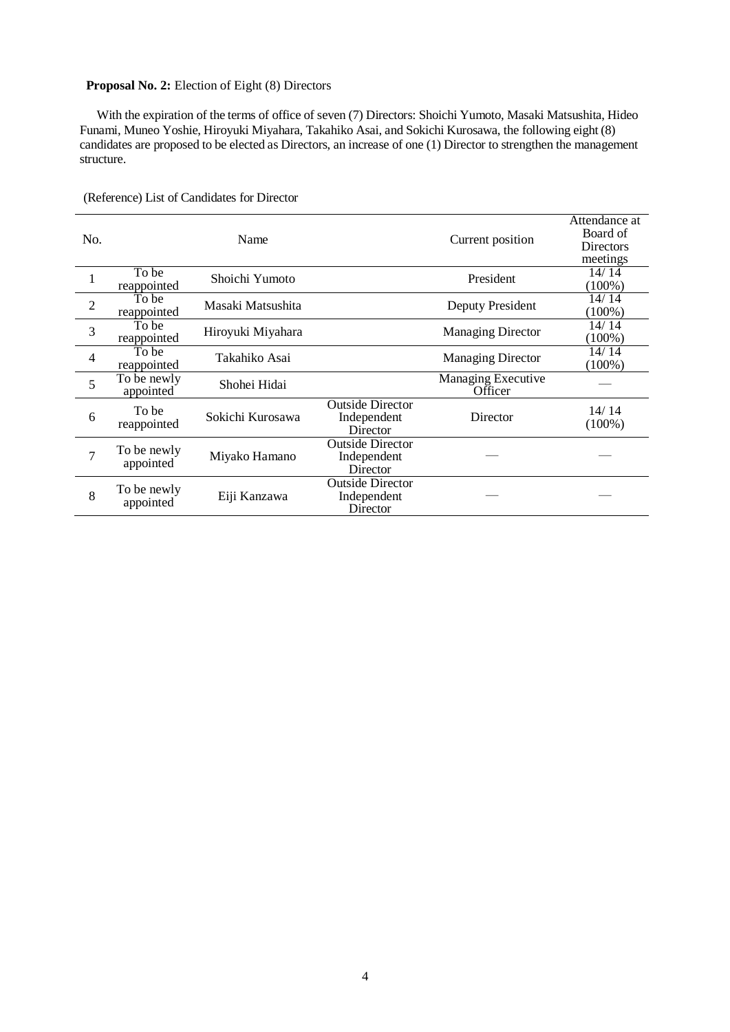**Proposal No. 2:** Election of Eight (8) Directors

With the expiration of the terms of office of seven (7) Directors: Shoichi Yumoto, Masaki Matsushita, Hideo Funami, Muneo Yoshie, Hiroyuki Miyahara, Takahiko Asai, and Sokichi Kurosawa, the following eight (8) candidates are proposed to be elected as Directors, an increase of one (1) Director to strengthen the management structure.

(Reference) List of Candidates for Director

| No. | | Name | | Current position | Attendance at Board of Directors meetings |
|---|---|---|---|---|---|
| 1 | To be reappointed | Shoichi Yumoto | | President | 14/ 14 (100%) |
| 2 | To be reappointed | Masaki Matsushita | | Deputy President | 14/ 14 (100%) |
| 3 | To be reappointed | Hiroyuki Miyahara | | Managing Director | 14/ 14 (100%) |
| 4 | To be reappointed | Takahiko Asai | | Managing Director | 14/ 14 (100%) |
| 5 | To be newly appointed | Shohei Hidai | | Managing Executive Officer | — |
| 6 | To be reappointed | Sokichi Kurosawa | Outside Director Independent Director | Director | 14/ 14 (100%) |
| 7 | To be newly appointed | Miyako Hamano | Outside Director Independent Director | — | — |
| 8 | To be newly appointed | Eiji Kanzawa | Outside Director Independent Director | — | — |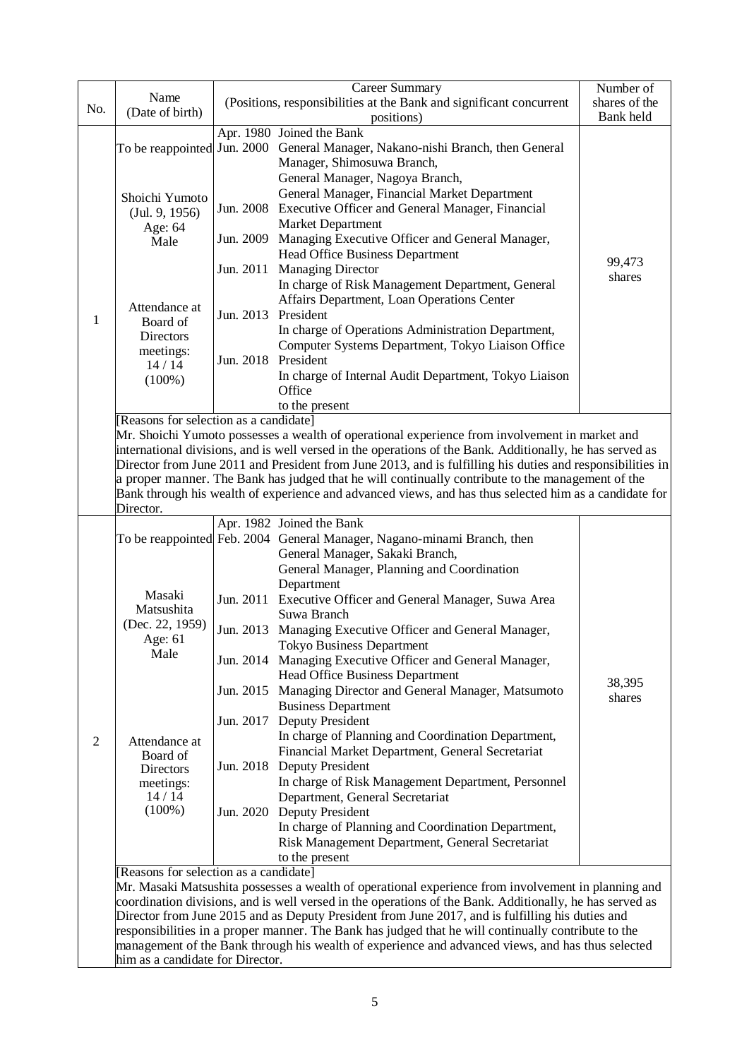| No. | Name (Date of birth) | Career Summary (Positions, responsibilities at the Bank and significant concurrent positions) | | Number of shares of the Bank held |
|---|---|---|---|---|
| 1 | To be reappointed<br><br>Shoichi Yumoto<br>(Jul. 9, 1956)<br>Age: 64<br>Male<br><br>Attendance at Board of Directors meetings:<br>14 / 14<br>(100%) | Apr. 1980 | Joined the Bank | 99,473 shares |
| | | Jun. 2000 | General Manager, Nakano-nishi Branch, then General Manager, Shimosuwa Branch, General Manager, Nagoya Branch, General Manager, Financial Market Department | |
| | | Jun. 2008 | Executive Officer and General Manager, Financial Market Department | |
| | | Jun. 2009 | Managing Executive Officer and General Manager, Head Office Business Department | |
| | | Jun. 2011 | Managing Director<br>In charge of Risk Management Department, General Affairs Department, Loan Operations Center | |
| | | Jun. 2013 | President<br>In charge of Operations Administration Department, Computer Systems Department, Tokyo Liaison Office | |
| | | Jun. 2018 | President<br>In charge of Internal Audit Department, Tokyo Liaison Office<br>to the present | |
| | [Reasons for selection as a candidate]<br>Mr. Shoichi Yumoto possesses a wealth of operational experience from involvement in market and international divisions, and is well versed in the operations of the Bank. Additionally, he has served as Director from June 2011 and President from June 2013, and is fulfilling his duties and responsibilities in a proper manner. The Bank has judged that he will continually contribute to the management of the Bank through his wealth of experience and advanced views, and has thus selected him as a candidate for Director. | | | |
| 2 | To be reappointed<br><br>Masaki Matsushita<br>(Dec. 22, 1959)<br>Age: 61<br>Male<br><br>Attendance at Board of Directors meetings:<br>14 / 14<br>(100%) | Apr. 1982 | Joined the Bank | 38,395 shares |
| | | Feb. 2004 | General Manager, Nagano-minami Branch, then General Manager, Sakaki Branch, General Manager, Planning and Coordination Department | |
| | | Jun. 2011 | Executive Officer and General Manager, Suwa Area Suwa Branch | |
| | | Jun. 2013 | Managing Executive Officer and General Manager, Tokyo Business Department | |
| | | Jun. 2014 | Managing Executive Officer and General Manager, Head Office Business Department | |
| | | Jun. 2015 | Managing Director and General Manager, Matsumoto Business Department | |
| | | Jun. 2017 | Deputy President<br>In charge of Planning and Coordination Department, Financial Market Department, General Secretariat | |
| | | Jun. 2018 | Deputy President<br>In charge of Risk Management Department, Personnel Department, General Secretariat | |
| | | Jun. 2020 | Deputy President<br>In charge of Planning and Coordination Department, Risk Management Department, General Secretariat<br>to the present | |
| | [Reasons for selection as a candidate]<br>Mr. Masaki Matsushita possesses a wealth of operational experience from involvement in planning and coordination divisions, and is well versed in the operations of the Bank. Additionally, he has served as Director from June 2015 and as Deputy President from June 2017, and is fulfilling his duties and responsibilities in a proper manner. The Bank has judged that he will continually contribute to the management of the Bank through his wealth of experience and advanced views, and has thus selected him as a candidate for Director. | | | |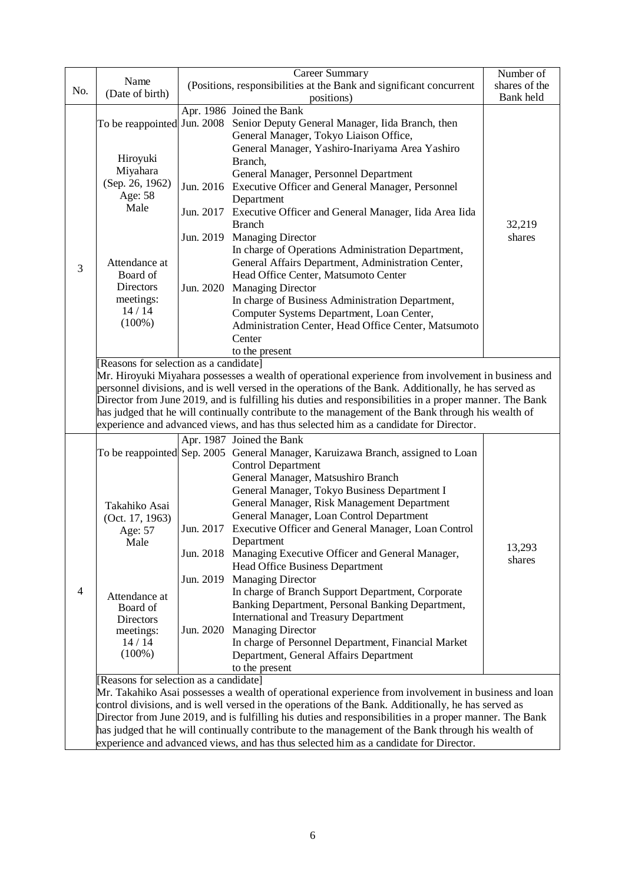| No. | Name (Date of birth) | Career Summary (Positions, responsibilities at the Bank and significant concurrent positions) | | Number of shares of the Bank held |
|---|---|---|---|---|
| 3 | To be reappointed<br><br>Hiroyuki Miyahara<br>(Sep. 26, 1962)<br>Age: 58<br>Male<br><br>Attendance at Board of Directors meetings:<br>14 / 14<br>(100%) | Apr. 1986<br>Jun. 2008<br><br><br><br><br><br>Jun. 2016<br><br>Jun. 2017<br><br>Jun. 2019<br><br><br><br>Jun. 2020 | Joined the Bank<br>Senior Deputy General Manager, Iida Branch, then General Manager, Tokyo Liaison Office, General Manager, Yashiro-Inariyama Area Yashiro Branch, General Manager, Personnel Department<br>Executive Officer and General Manager, Personnel Department<br>Executive Officer and General Manager, Iida Area Iida Branch<br>Managing Director<br>In charge of Operations Administration Department, General Affairs Department, Administration Center, Head Office Center, Matsumoto Center<br>Managing Director<br>In charge of Business Administration Department, Computer Systems Department, Loan Center, Administration Center, Head Office Center, Matsumoto Center<br>to the present | 32,219 shares |
| | [Reasons for selection as a candidate]<br>Mr. Hiroyuki Miyahara possesses a wealth of operational experience from involvement in business and personnel divisions, and is well versed in the operations of the Bank. Additionally, he has served as Director from June 2019, and is fulfilling his duties and responsibilities in a proper manner. The Bank has judged that he will continually contribute to the management of the Bank through his wealth of experience and advanced views, and has thus selected him as a candidate for Director. | | | |
| 4 | To be reappointed<br><br>Takahiko Asai<br>(Oct. 17, 1963)<br>Age: 57<br>Male<br><br>Attendance at Board of Directors meetings:<br>14 / 14<br>(100%) | Apr. 1987<br>Sep. 2005<br><br><br><br><br><br><br>Jun. 2017<br><br>Jun. 2018<br><br>Jun. 2019<br><br><br><br>Jun. 2020 | Joined the Bank<br>General Manager, Karuizawa Branch, assigned to Loan Control Department<br>General Manager, Matsushiro Branch<br>General Manager, Tokyo Business Department I<br>General Manager, Risk Management Department<br>General Manager, Loan Control Department<br>Executive Officer and General Manager, Loan Control Department<br>Managing Executive Officer and General Manager, Head Office Business Department<br>Managing Director<br>In charge of Branch Support Department, Corporate Banking Department, Personal Banking Department, International and Treasury Department<br>Managing Director<br>In charge of Personnel Department, Financial Market Department, General Affairs Department<br>to the present | 13,293 shares |
| | [Reasons for selection as a candidate]<br>Mr. Takahiko Asai possesses a wealth of operational experience from involvement in business and loan control divisions, and is well versed in the operations of the Bank. Additionally, he has served as Director from June 2019, and is fulfilling his duties and responsibilities in a proper manner. The Bank has judged that he will continually contribute to the management of the Bank through his wealth of experience and advanced views, and has thus selected him as a candidate for Director. | | | |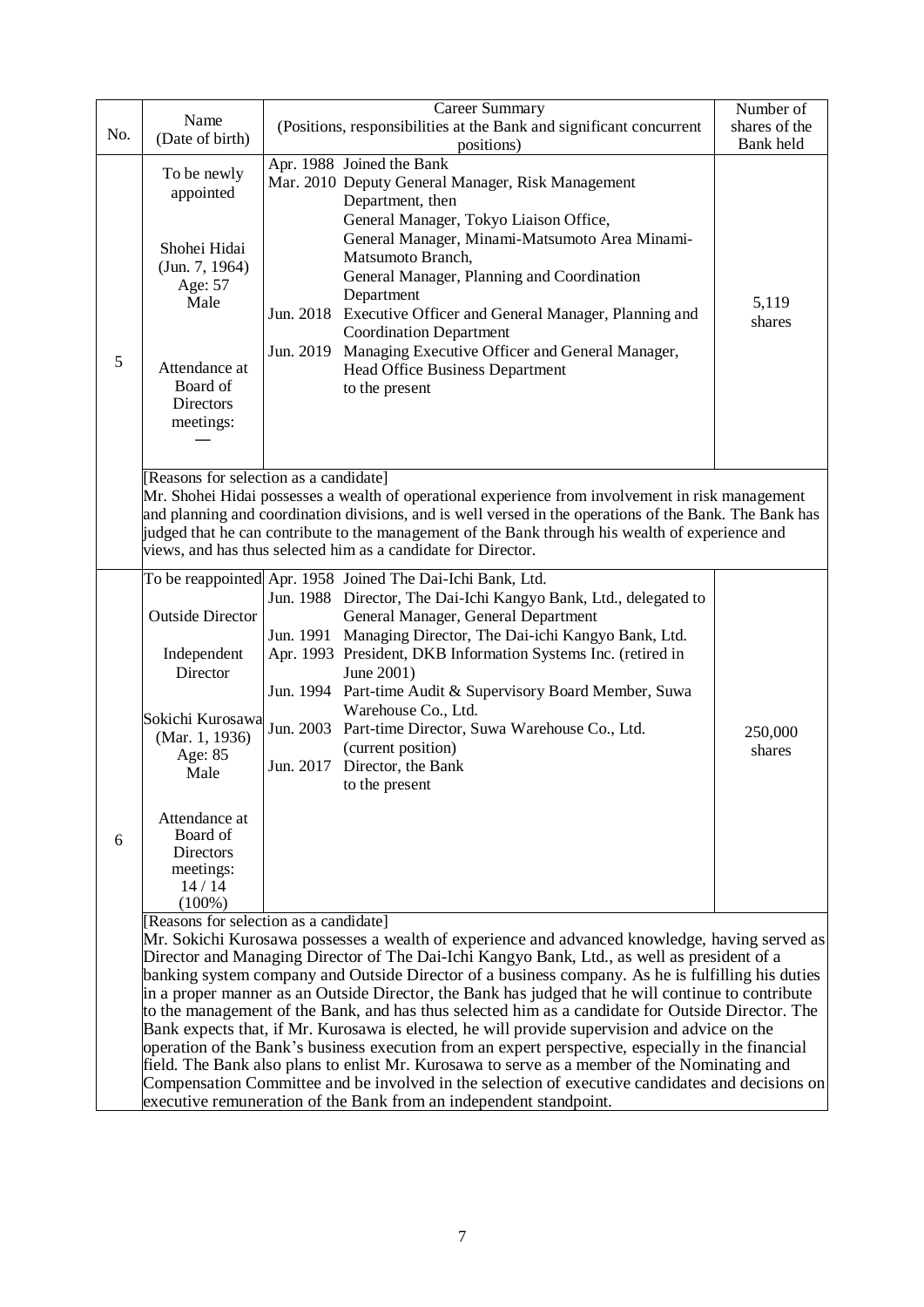| No. | Name (Date of birth) | Career Summary (Positions, responsibilities at the Bank and significant concurrent positions) | Number of shares of the Bank held |
|---|---|---|---|
| 5 | To be newly appointed<br><br>Shohei Hidai (Jun. 7, 1964) Age: 57 Male<br><br>Attendance at Board of Directors meetings: — | Apr. 1988 Joined the Bank<br>Mar. 2010 Deputy General Manager, Risk Management Department, then General Manager, Tokyo Liaison Office, General Manager, Minami-Matsumoto Area Minami-Matsumoto Branch, General Manager, Planning and Coordination Department<br>Jun. 2018 Executive Officer and General Manager, Planning and Coordination Department<br>Jun. 2019 Managing Executive Officer and General Manager, Head Office Business Department to the present | 5,119 shares |
| | [Reasons for selection as a candidate]<br>Mr. Shohei Hidai possesses a wealth of operational experience from involvement in risk management and planning and coordination divisions, and is well versed in the operations of the Bank. The Bank has judged that he can contribute to the management of the Bank through his wealth of experience and views, and has thus selected him as a candidate for Director. | | |
| 6 | To be reappointed<br><br>Outside Director<br><br>Independent Director<br><br>Sokichi Kurosawa (Mar. 1, 1936) Age: 85 Male<br><br>Attendance at Board of Directors meetings: 14 / 14 (100%) | Apr. 1958 Joined The Dai-Ichi Bank, Ltd.<br>Jun. 1988 Director, The Dai-Ichi Kangyo Bank, Ltd., delegated to General Manager, General Department<br>Jun. 1991 Managing Director, The Dai-ichi Kangyo Bank, Ltd.<br>Apr. 1993 President, DKB Information Systems Inc. (retired in June 2001)<br>Jun. 1994 Part-time Audit & Supervisory Board Member, Suwa Warehouse Co., Ltd.<br>Jun. 2003 Part-time Director, Suwa Warehouse Co., Ltd. (current position)<br>Jun. 2017 Director, the Bank to the present | 250,000 shares |
| | [Reasons for selection as a candidate]<br>Mr. Sokichi Kurosawa possesses a wealth of experience and advanced knowledge, having served as Director and Managing Director of The Dai-Ichi Kangyo Bank, Ltd., as well as president of a banking system company and Outside Director of a business company. As he is fulfilling his duties in a proper manner as an Outside Director, the Bank has judged that he will continue to contribute to the management of the Bank, and has thus selected him as a candidate for Outside Director. The Bank expects that, if Mr. Kurosawa is elected, he will provide supervision and advice on the operation of the Bank's business execution from an expert perspective, especially in the financial field. The Bank also plans to enlist Mr. Kurosawa to serve as a member of the Nominating and Compensation Committee and be involved in the selection of executive candidates and decisions on executive remuneration of the Bank from an independent standpoint. | | |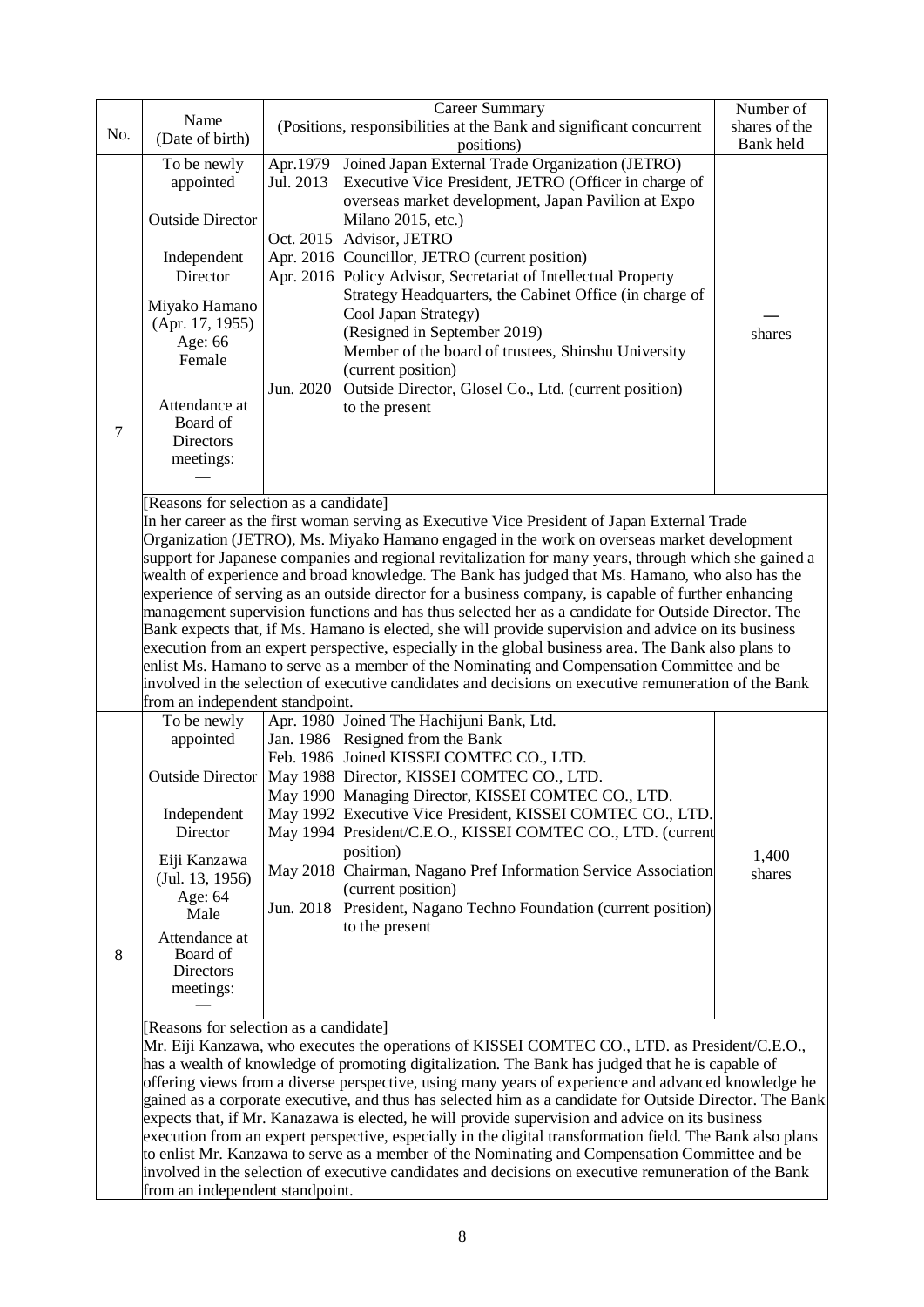| No. | Name (Date of birth) | Career Summary (Positions, responsibilities at the Bank and significant concurrent positions) | Number of shares of the Bank held |
|---|---|---|---|
| 7 | To be newly appointed<br><br>Outside Director<br><br>Independent Director<br><br>Miyako Hamano (Apr. 17, 1955)<br>Age: 66<br>Female<br><br>Attendance at Board of Directors meetings:<br>— | Apr.1979 Joined Japan External Trade Organization (JETRO)<br>Jul. 2013 Executive Vice President, JETRO (Officer in charge of overseas market development, Japan Pavilion at Expo Milano 2015, etc.)<br>Oct. 2015 Advisor, JETRO<br>Apr. 2016 Councillor, JETRO (current position)<br>Apr. 2016 Policy Advisor, Secretariat of Intellectual Property Strategy Headquarters, the Cabinet Office (in charge of Cool Japan Strategy)<br>(Resigned in September 2019)<br>Member of the board of trustees, Shinshu University (current position)<br>Jun. 2020 Outside Director, Glosel Co., Ltd. (current position)<br>to the present | — shares |
| | [Reasons for selection as a candidate]<br>In her career as the first woman serving as Executive Vice President of Japan External Trade Organization (JETRO), Ms. Miyako Hamano engaged in the work on overseas market development support for Japanese companies and regional revitalization for many years, through which she gained a wealth of experience and broad knowledge. The Bank has judged that Ms. Hamano, who also has the experience of serving as an outside director for a business company, is capable of further enhancing management supervision functions and has thus selected her as a candidate for Outside Director. The Bank expects that, if Ms. Hamano is elected, she will provide supervision and advice on its business execution from an expert perspective, especially in the global business area. The Bank also plans to enlist Ms. Hamano to serve as a member of the Nominating and Compensation Committee and be involved in the selection of executive candidates and decisions on executive remuneration of the Bank from an independent standpoint. | | |
| 8 | To be newly appointed<br><br>Outside Director<br><br>Independent Director<br><br>Eiji Kanzawa (Jul. 13, 1956)<br>Age: 64<br>Male<br><br>Attendance at Board of Directors meetings:<br>— | Apr. 1980 Joined The Hachijuni Bank, Ltd.<br>Jan. 1986 Resigned from the Bank<br>Feb. 1986 Joined KISSEI COMTEC CO., LTD.<br>May 1988 Director, KISSEI COMTEC CO., LTD.<br>May 1990 Managing Director, KISSEI COMTEC CO., LTD.<br>May 1992 Executive Vice President, KISSEI COMTEC CO., LTD.<br>May 1994 President/C.E.O., KISSEI COMTEC CO., LTD. (current position)<br>May 2018 Chairman, Nagano Pref Information Service Association (current position)<br>Jun. 2018 President, Nagano Techno Foundation (current position)<br>to the present | 1,400 shares |
| | [Reasons for selection as a candidate]<br>Mr. Eiji Kanzawa, who executes the operations of KISSEI COMTEC CO., LTD. as President/C.E.O., has a wealth of knowledge of promoting digitalization. The Bank has judged that he is capable of offering views from a diverse perspective, using many years of experience and advanced knowledge he gained as a corporate executive, and thus has selected him as a candidate for Outside Director. The Bank expects that, if Mr. Kanazawa is elected, he will provide supervision and advice on its business execution from an expert perspective, especially in the digital transformation field. The Bank also plans to enlist Mr. Kanzawa to serve as a member of the Nominating and Compensation Committee and be involved in the selection of executive candidates and decisions on executive remuneration of the Bank from an independent standpoint. | | |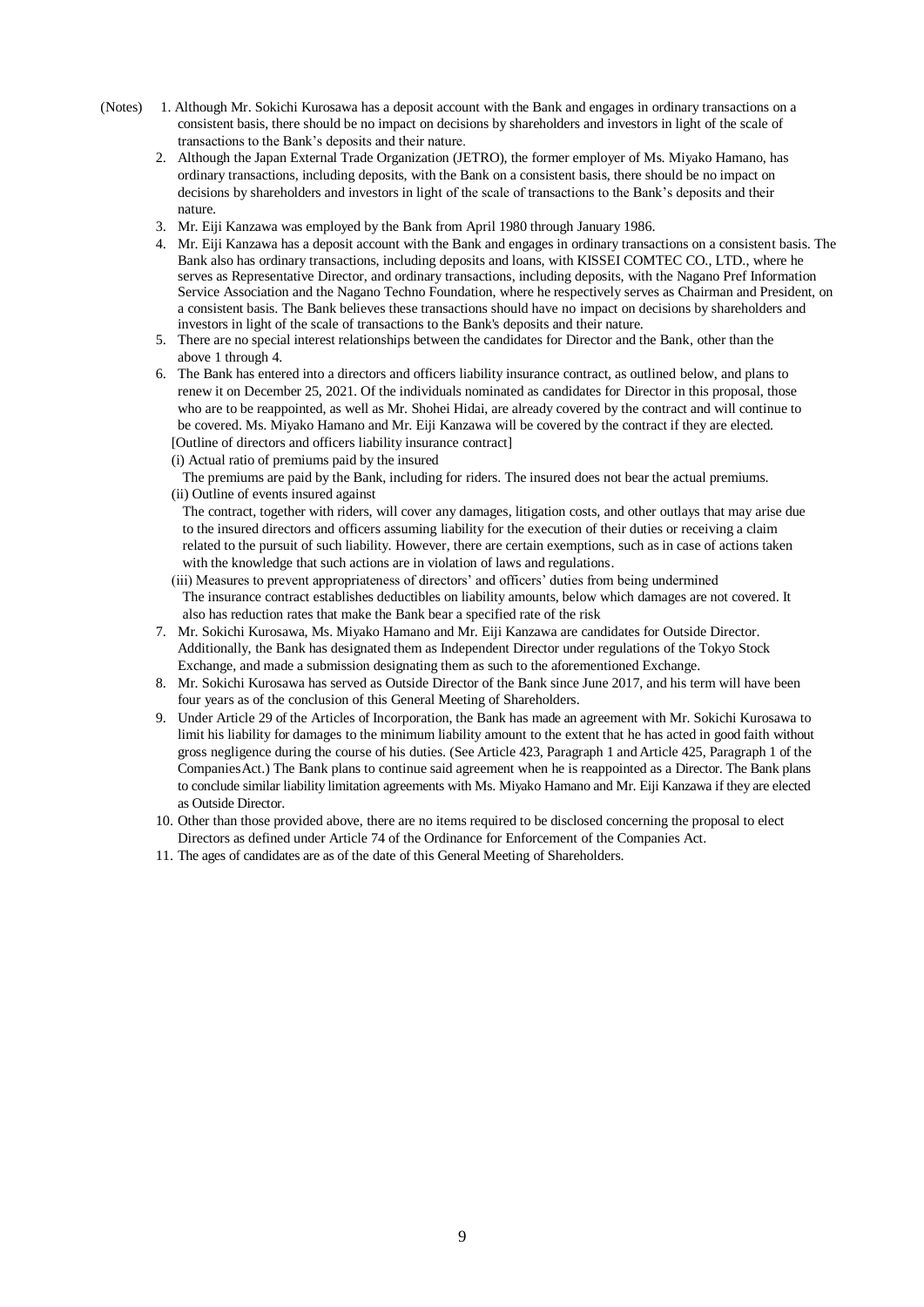(Notes)

1. Although Mr. Sokichi Kurosawa has a deposit account with the Bank and engages in ordinary transactions on a consistent basis, there should be no impact on decisions by shareholders and investors in light of the scale of transactions to the Bank's deposits and their nature.
2. Although the Japan External Trade Organization (JETRO), the former employer of Ms. Miyako Hamano, has ordinary transactions, including deposits, with the Bank on a consistent basis, there should be no impact on decisions by shareholders and investors in light of the scale of transactions to the Bank's deposits and their nature.
3. Mr. Eiji Kanzawa was employed by the Bank from April 1980 through January 1986.
4. Mr. Eiji Kanzawa has a deposit account with the Bank and engages in ordinary transactions on a consistent basis. The Bank also has ordinary transactions, including deposits and loans, with KISSEI COMTEC CO., LTD., where he serves as Representative Director, and ordinary transactions, including deposits, with the Nagano Pref Information Service Association and the Nagano Techno Foundation, where he respectively serves as Chairman and President, on a consistent basis. The Bank believes these transactions should have no impact on decisions by shareholders and investors in light of the scale of transactions to the Bank's deposits and their nature.
5. There are no special interest relationships between the candidates for Director and the Bank, other than the above 1 through 4.
6. The Bank has entered into a directors and officers liability insurance contract, as outlined below, and plans to renew it on December 25, 2021. Of the individuals nominated as candidates for Director in this proposal, those who are to be reappointed, as well as Mr. Shohei Hidai, are already covered by the contract and will continue to be covered. Ms. Miyako Hamano and Mr. Eiji Kanzawa will be covered by the contract if they are elected.
   [Outline of directors and officers liability insurance contract]
   (i) Actual ratio of premiums paid by the insured
   The premiums are paid by the Bank, including for riders. The insured does not bear the actual premiums.
   (ii) Outline of events insured against
   The contract, together with riders, will cover any damages, litigation costs, and other outlays that may arise due to the insured directors and officers assuming liability for the execution of their duties or receiving a claim related to the pursuit of such liability. However, there are certain exemptions, such as in case of actions taken with the knowledge that such actions are in violation of laws and regulations.
   (iii) Measures to prevent appropriateness of directors' and officers' duties from being undermined
   The insurance contract establishes deductibles on liability amounts, below which damages are not covered. It also has reduction rates that make the Bank bear a specified rate of the risk
7. Mr. Sokichi Kurosawa, Ms. Miyako Hamano and Mr. Eiji Kanzawa are candidates for Outside Director. Additionally, the Bank has designated them as Independent Director under regulations of the Tokyo Stock Exchange, and made a submission designating them as such to the aforementioned Exchange.
8. Mr. Sokichi Kurosawa has served as Outside Director of the Bank since June 2017, and his term will have been four years as of the conclusion of this General Meeting of Shareholders.
9. Under Article 29 of the Articles of Incorporation, the Bank has made an agreement with Mr. Sokichi Kurosawa to limit his liability for damages to the minimum liability amount to the extent that he has acted in good faith without gross negligence during the course of his duties. (See Article 423, Paragraph 1 and Article 425, Paragraph 1 of the Companies Act.) The Bank plans to continue said agreement when he is reappointed as a Director. The Bank plans to conclude similar liability limitation agreements with Ms. Miyako Hamano and Mr. Eiji Kanzawa if they are elected as Outside Director.
10. Other than those provided above, there are no items required to be disclosed concerning the proposal to elect Directors as defined under Article 74 of the Ordinance for Enforcement of the Companies Act.
11. The ages of candidates are as of the date of this General Meeting of Shareholders.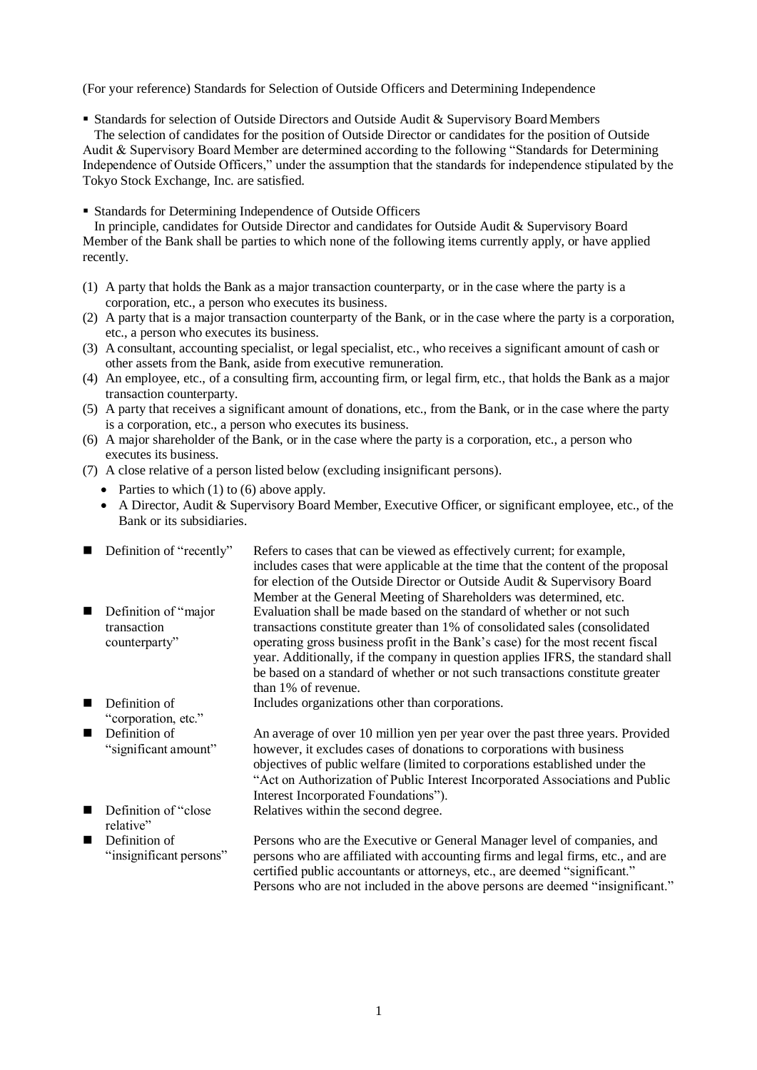(For your reference) Standards for Selection of Outside Officers and Determining Independence

- Standards for selection of Outside Directors and Outside Audit & Supervisory Board Members

  The selection of candidates for the position of Outside Director or candidates for the position of Outside Audit & Supervisory Board Member are determined according to the following "Standards for Determining Independence of Outside Officers," under the assumption that the standards for independence stipulated by the Tokyo Stock Exchange, Inc. are satisfied.

- Standards for Determining Independence of Outside Officers

  In principle, candidates for Outside Director and candidates for Outside Audit & Supervisory Board Member of the Bank shall be parties to which none of the following items currently apply, or have applied recently.

(1) A party that holds the Bank as a major transaction counterparty, or in the case where the party is a corporation, etc., a person who executes its business.

(2) A party that is a major transaction counterparty of the Bank, or in the case where the party is a corporation, etc., a person who executes its business.

(3) A consultant, accounting specialist, or legal specialist, etc., who receives a significant amount of cash or other assets from the Bank, aside from executive remuneration.

(4) An employee, etc., of a consulting firm, accounting firm, or legal firm, etc., that holds the Bank as a major transaction counterparty.

(5) A party that receives a significant amount of donations, etc., from the Bank, or in the case where the party is a corporation, etc., a person who executes its business.

(6) A major shareholder of the Bank, or in the case where the party is a corporation, etc., a person who executes its business.

(7) A close relative of a person listed below (excluding insignificant persons).
   - Parties to which (1) to (6) above apply.
   - A Director, Audit & Supervisory Board Member, Executive Officer, or significant employee, etc., of the Bank or its subsidiaries.

| | |
|---|---|
| ■ Definition of "recently" | Refers to cases that can be viewed as effectively current; for example, includes cases that were applicable at the time that the content of the proposal for election of the Outside Director or Outside Audit & Supervisory Board Member at the General Meeting of Shareholders was determined, etc. |
| ■ Definition of "major transaction counterparty" | Evaluation shall be made based on the standard of whether or not such transactions constitute greater than 1% of consolidated sales (consolidated operating gross business profit in the Bank's case) for the most recent fiscal year. Additionally, if the company in question applies IFRS, the standard shall be based on a standard of whether or not such transactions constitute greater than 1% of revenue. |
| ■ Definition of "corporation, etc." | Includes organizations other than corporations. |
| ■ Definition of "significant amount" | An average of over 10 million yen per year over the past three years. Provided however, it excludes cases of donations to corporations with business objectives of public welfare (limited to corporations established under the "Act on Authorization of Public Interest Incorporated Associations and Public Interest Incorporated Foundations"). |
| ■ Definition of "close relative" | Relatives within the second degree. |
| ■ Definition of "insignificant persons" | Persons who are the Executive or General Manager level of companies, and persons who are affiliated with accounting firms and legal firms, etc., and are certified public accountants or attorneys, etc., are deemed "significant." Persons who are not included in the above persons are deemed "insignificant." |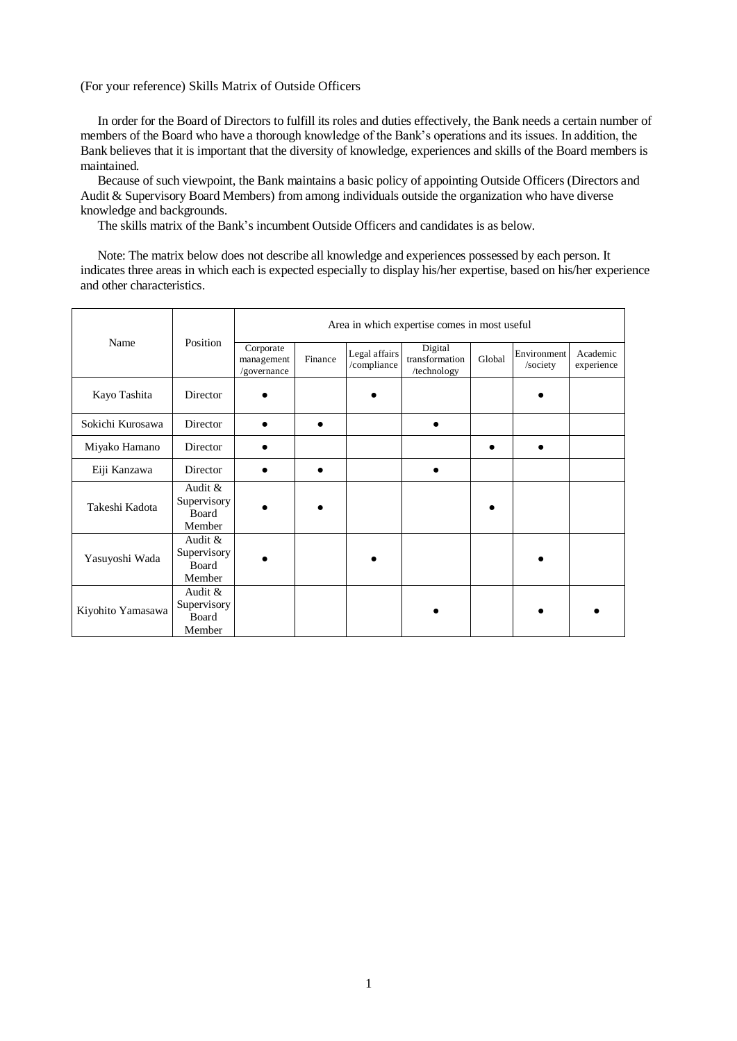(For your reference) Skills Matrix of Outside Officers

In order for the Board of Directors to fulfill its roles and duties effectively, the Bank needs a certain number of members of the Board who have a thorough knowledge of the Bank's operations and its issues. In addition, the Bank believes that it is important that the diversity of knowledge, experiences and skills of the Board members is maintained.

Because of such viewpoint, the Bank maintains a basic policy of appointing Outside Officers (Directors and Audit & Supervisory Board Members) from among individuals outside the organization who have diverse knowledge and backgrounds.

The skills matrix of the Bank's incumbent Outside Officers and candidates is as below.

Note: The matrix below does not describe all knowledge and experiences possessed by each person. It indicates three areas in which each is expected especially to display his/her expertise, based on his/her experience and other characteristics.

| Name | Position | Area in which expertise comes in most useful | | | | | | |
|---|---|---|---|---|---|---|---|---|
| | | Corporate management /governance | Finance | Legal affairs /compliance | Digital transformation /technology | Global | Environment /society | Academic experience |
| Kayo Tashita | Director | ● | | ● | | | ● | |
| Sokichi Kurosawa | Director | ● | ● | | ● | | | |
| Miyako Hamano | Director | ● | | | | ● | ● | |
| Eiji Kanzawa | Director | ● | ● | | ● | | | |
| Takeshi Kadota | Audit & Supervisory Board Member | ● | ● | | | ● | | |
| Yasuyoshi Wada | Audit & Supervisory Board Member | ● | | ● | | | ● | |
| Kiyohito Yamasawa | Audit & Supervisory Board Member | | | | ● | | ● | ● |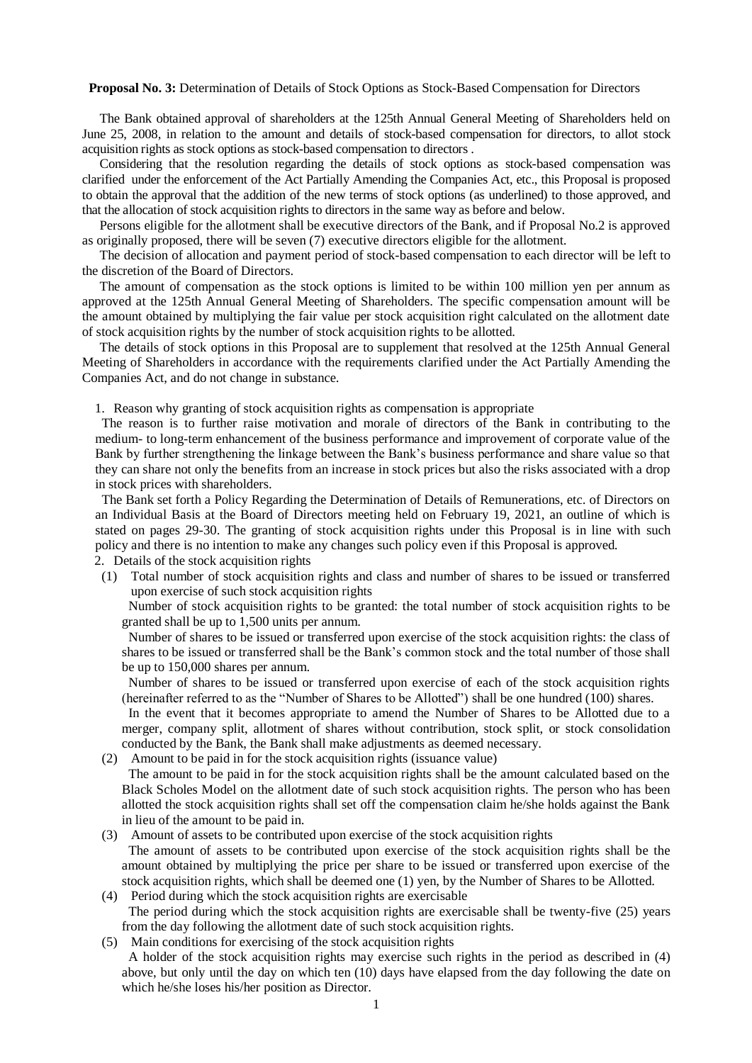**Proposal No. 3:** Determination of Details of Stock Options as Stock-Based Compensation for Directors

The Bank obtained approval of shareholders at the 125th Annual General Meeting of Shareholders held on June 25, 2008, in relation to the amount and details of stock-based compensation for directors, to allot stock acquisition rights as stock options as stock-based compensation to directors .

Considering that the resolution regarding the details of stock options as stock-based compensation was clarified under the enforcement of the Act Partially Amending the Companies Act, etc., this Proposal is proposed to obtain the approval that the addition of the new terms of stock options (as underlined) to those approved, and that the allocation of stock acquisition rights to directors in the same way as before and below.

Persons eligible for the allotment shall be executive directors of the Bank, and if Proposal No.2 is approved as originally proposed, there will be seven (7) executive directors eligible for the allotment.

The decision of allocation and payment period of stock-based compensation to each director will be left to the discretion of the Board of Directors.

The amount of compensation as the stock options is limited to be within 100 million yen per annum as approved at the 125th Annual General Meeting of Shareholders. The specific compensation amount will be the amount obtained by multiplying the fair value per stock acquisition right calculated on the allotment date of stock acquisition rights by the number of stock acquisition rights to be allotted.

The details of stock options in this Proposal are to supplement that resolved at the 125th Annual General Meeting of Shareholders in accordance with the requirements clarified under the Act Partially Amending the Companies Act, and do not change in substance.

1. Reason why granting of stock acquisition rights as compensation is appropriate

The reason is to further raise motivation and morale of directors of the Bank in contributing to the medium- to long-term enhancement of the business performance and improvement of corporate value of the Bank by further strengthening the linkage between the Bank's business performance and share value so that they can share not only the benefits from an increase in stock prices but also the risks associated with a drop in stock prices with shareholders.

The Bank set forth a Policy Regarding the Determination of Details of Remunerations, etc. of Directors on an Individual Basis at the Board of Directors meeting held on February 19, 2021, an outline of which is stated on pages 29-30. The granting of stock acquisition rights under this Proposal is in line with such policy and there is no intention to make any changes such policy even if this Proposal is approved.

2. Details of the stock acquisition rights

(1) Total number of stock acquisition rights and class and number of shares to be issued or transferred upon exercise of such stock acquisition rights

Number of stock acquisition rights to be granted: the total number of stock acquisition rights to be granted shall be up to 1,500 units per annum.

Number of shares to be issued or transferred upon exercise of the stock acquisition rights: the class of shares to be issued or transferred shall be the Bank's common stock and the total number of those shall be up to 150,000 shares per annum.

Number of shares to be issued or transferred upon exercise of each of the stock acquisition rights (hereinafter referred to as the "Number of Shares to be Allotted") shall be one hundred (100) shares.

In the event that it becomes appropriate to amend the Number of Shares to be Allotted due to a merger, company split, allotment of shares without contribution, stock split, or stock consolidation conducted by the Bank, the Bank shall make adjustments as deemed necessary.

(2) Amount to be paid in for the stock acquisition rights (issuance value)

The amount to be paid in for the stock acquisition rights shall be the amount calculated based on the Black Scholes Model on the allotment date of such stock acquisition rights. The person who has been allotted the stock acquisition rights shall set off the compensation claim he/she holds against the Bank in lieu of the amount to be paid in.

(3) Amount of assets to be contributed upon exercise of the stock acquisition rights

The amount of assets to be contributed upon exercise of the stock acquisition rights shall be the amount obtained by multiplying the price per share to be issued or transferred upon exercise of the stock acquisition rights, which shall be deemed one (1) yen, by the Number of Shares to be Allotted.

(4) Period during which the stock acquisition rights are exercisable

The period during which the stock acquisition rights are exercisable shall be twenty-five (25) years from the day following the allotment date of such stock acquisition rights.

(5) Main conditions for exercising of the stock acquisition rights

A holder of the stock acquisition rights may exercise such rights in the period as described in (4) above, but only until the day on which ten (10) days have elapsed from the day following the date on which he/she loses his/her position as Director.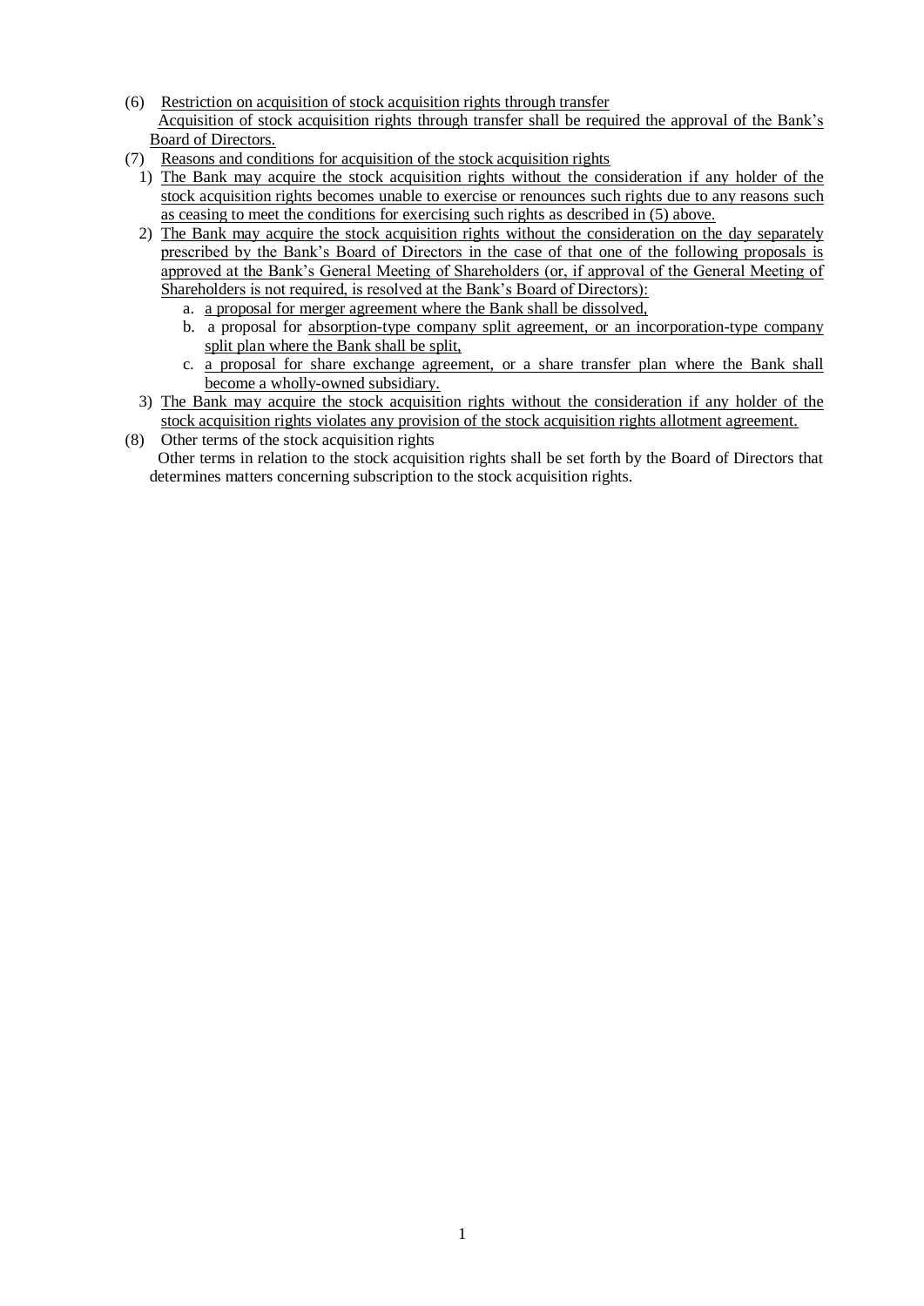(6) Restriction on acquisition of stock acquisition rights through transfer

Acquisition of stock acquisition rights through transfer shall be required the approval of the Bank's Board of Directors.

(7) Reasons and conditions for acquisition of the stock acquisition rights

1) The Bank may acquire the stock acquisition rights without the consideration if any holder of the stock acquisition rights becomes unable to exercise or renounces such rights due to any reasons such as ceasing to meet the conditions for exercising such rights as described in (5) above.

2) The Bank may acquire the stock acquisition rights without the consideration on the day separately prescribed by the Bank's Board of Directors in the case of that one of the following proposals is approved at the Bank's General Meeting of Shareholders (or, if approval of the General Meeting of Shareholders is not required, is resolved at the Bank's Board of Directors):

a. a proposal for merger agreement where the Bank shall be dissolved,

b. a proposal for absorption-type company split agreement, or an incorporation-type company split plan where the Bank shall be split,

c. a proposal for share exchange agreement, or a share transfer plan where the Bank shall become a wholly-owned subsidiary.

3) The Bank may acquire the stock acquisition rights without the consideration if any holder of the stock acquisition rights violates any provision of the stock acquisition rights allotment agreement.

(8) Other terms of the stock acquisition rights

Other terms in relation to the stock acquisition rights shall be set forth by the Board of Directors that determines matters concerning subscription to the stock acquisition rights.